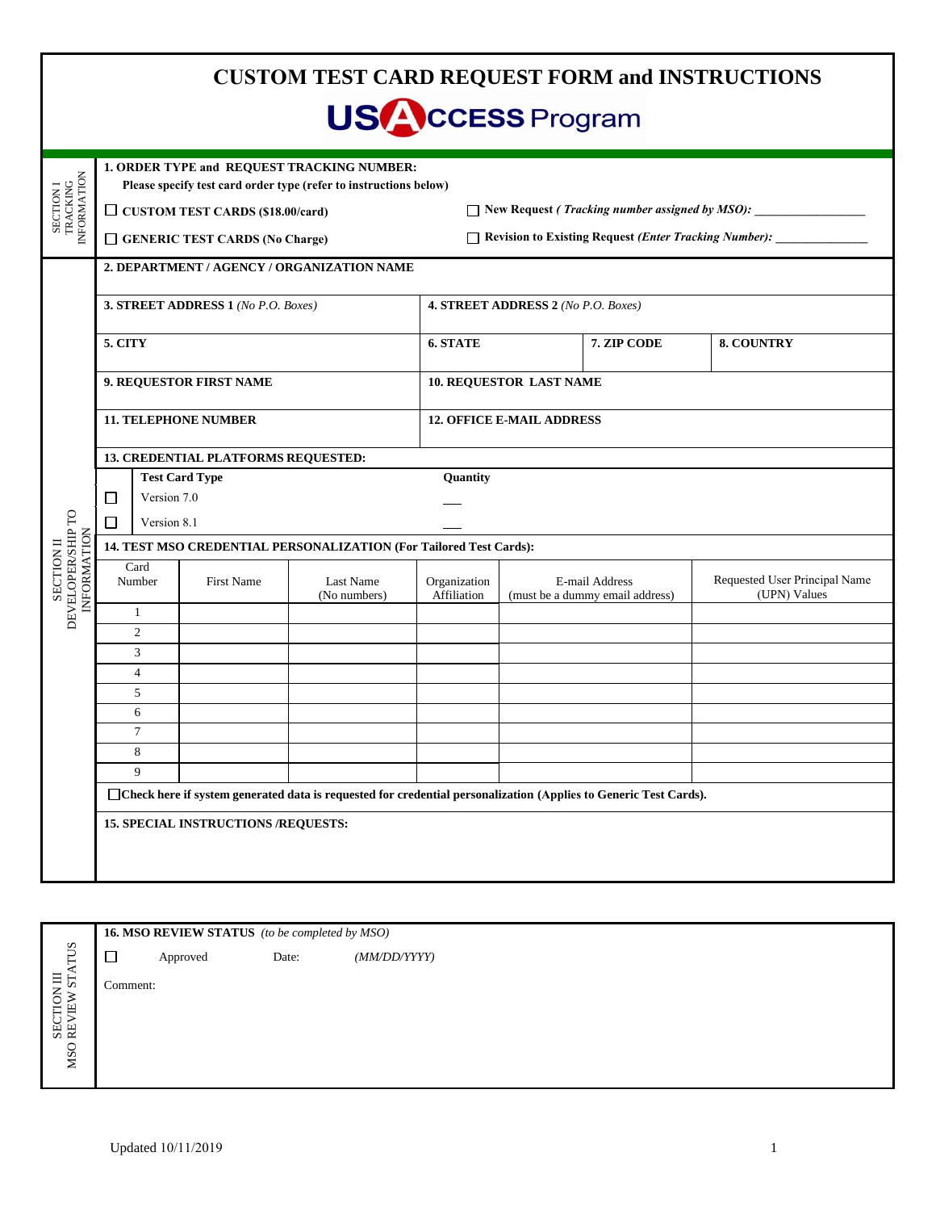# CUSTOM TEST CARD REQUEST FORM and INSTRUCTIONS

## USACCESS Program

### SECTION I TRACKING INFORMATION

**1. ORDER TYPE and REQUEST TRACKING NUMBER:**

**Please specify test card order type (refer to instructions below)**

☐ **CUSTOM TEST CARDS ($18.00/card)**

☐ **GENERIC TEST CARDS (No Charge)**

☐ **New Request *( Tracking number assigned by MSO):*** _________________

☐ **Revision to Existing Request *(Enter Tracking Number):*** ______________

### SECTION II DEVELOPER/SHIP TO INFORMATION

**2. DEPARTMENT / AGENCY / ORGANIZATION NAME**

| **3. STREET ADDRESS 1** *(No P.O. Boxes)* | **4. STREET ADDRESS 2** *(No P.O. Boxes)* | | |
|---|---|---|---|
| **5. CITY** | **6. STATE** | **7. ZIP CODE** | **8. COUNTRY** |
| **9. REQUESTOR FIRST NAME** | **10. REQUESTOR LAST NAME** | | |
| **11. TELEPHONE NUMBER** | **12. OFFICE E-MAIL ADDRESS** | | |

**13. CREDENTIAL PLATFORMS REQUESTED:**

| | **Test Card Type** | **Quantity** |
|---|---|---|
| ☐ | Version 7.0 | ___ |
| ☐ | Version 8.1 | ___ |

**14. TEST MSO CREDENTIAL PERSONALIZATION (For Tailored Test Cards):**

| Card Number | First Name | Last Name (No numbers) | Organization Affiliation | E-mail Address (must be a dummy email address) | Requested User Principal Name (UPN) Values |
|---|---|---|---|---|---|
| 1 | | | | | |
| 2 | | | | | |
| 3 | | | | | |
| 4 | | | | | |
| 5 | | | | | |
| 6 | | | | | |
| 7 | | | | | |
| 8 | | | | | |
| 9 | | | | | |

☐**Check here if system generated data is requested for credential personalization (Applies to Generic Test Cards).**

**15. SPECIAL INSTRUCTIONS /REQUESTS:**

### SECTION III MSO REVIEW STATUS

**16. MSO REVIEW STATUS** *(to be completed by MSO)*

☐ Approved Date: *(MM/DD/YYYY)*

Comment:

Updated 10/11/2019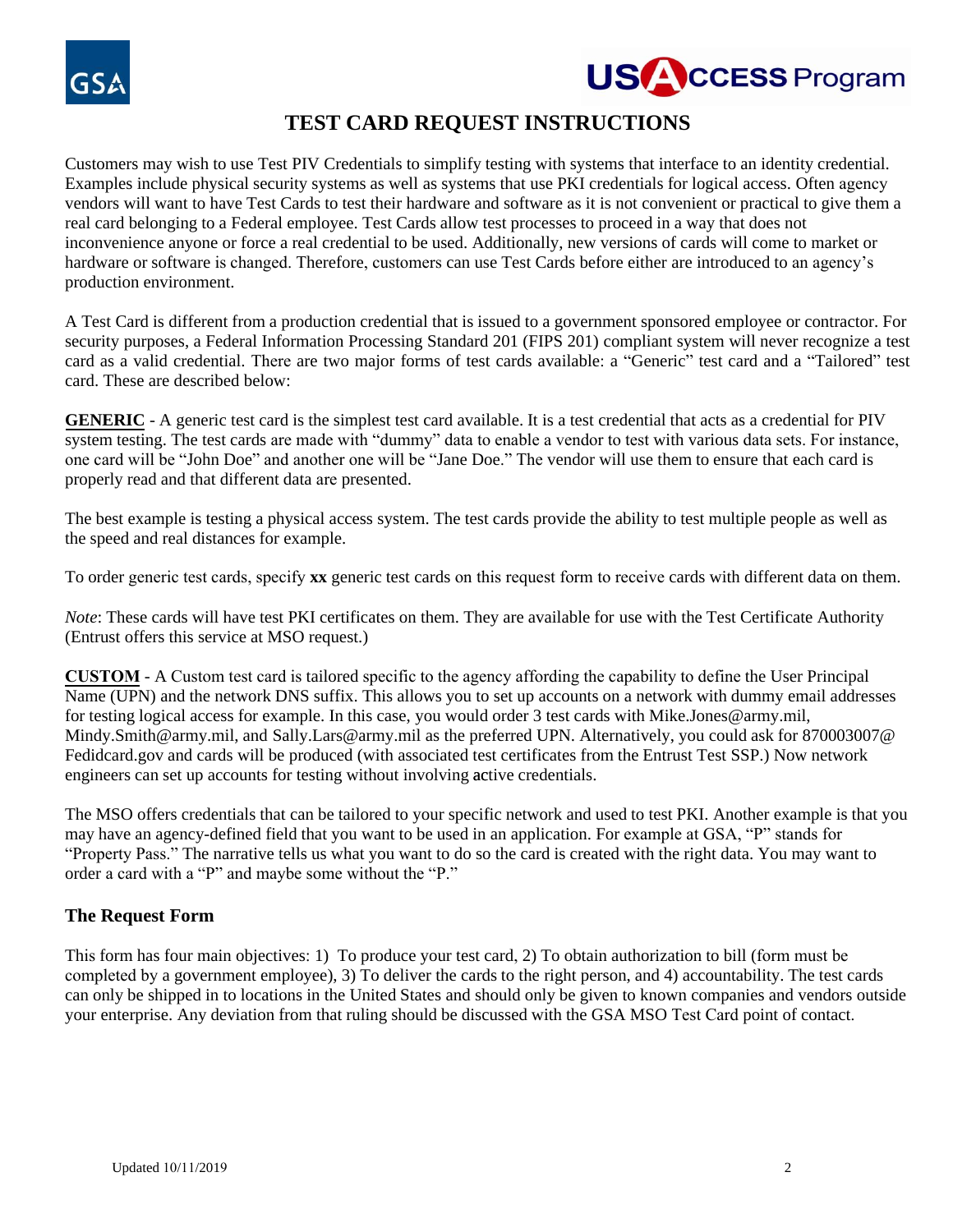# TEST CARD REQUEST INSTRUCTIONS

Customers may wish to use Test PIV Credentials to simplify testing with systems that interface to an identity credential. Examples include physical security systems as well as systems that use PKI credentials for logical access. Often agency vendors will want to have Test Cards to test their hardware and software as it is not convenient or practical to give them a real card belonging to a Federal employee. Test Cards allow test processes to proceed in a way that does not inconvenience anyone or force a real credential to be used. Additionally, new versions of cards will come to market or hardware or software is changed. Therefore, customers can use Test Cards before either are introduced to an agency's production environment.

A Test Card is different from a production credential that is issued to a government sponsored employee or contractor. For security purposes, a Federal Information Processing Standard 201 (FIPS 201) compliant system will never recognize a test card as a valid credential. There are two major forms of test cards available: a "Generic" test card and a "Tailored" test card. These are described below:

**GENERIC** - A generic test card is the simplest test card available. It is a test credential that acts as a credential for PIV system testing. The test cards are made with "dummy" data to enable a vendor to test with various data sets. For instance, one card will be "John Doe" and another one will be "Jane Doe." The vendor will use them to ensure that each card is properly read and that different data are presented.

The best example is testing a physical access system. The test cards provide the ability to test multiple people as well as the speed and real distances for example.

To order generic test cards, specify **xx** generic test cards on this request form to receive cards with different data on them.

*Note*: These cards will have test PKI certificates on them. They are available for use with the Test Certificate Authority (Entrust offers this service at MSO request.)

**CUSTOM** - A Custom test card is tailored specific to the agency affording the capability to define the User Principal Name (UPN) and the network DNS suffix. This allows you to set up accounts on a network with dummy email addresses for testing logical access for example. In this case, you would order 3 test cards with Mike.Jones@army.mil, Mindy.Smith@army.mil, and Sally.Lars@army.mil as the preferred UPN. Alternatively, you could ask for 870003007@ Fedidcard.gov and cards will be produced (with associated test certificates from the Entrust Test SSP.) Now network engineers can set up accounts for testing without involving active credentials.

The MSO offers credentials that can be tailored to your specific network and used to test PKI. Another example is that you may have an agency-defined field that you want to be used in an application. For example at GSA, "P" stands for "Property Pass." The narrative tells us what you want to do so the card is created with the right data. You may want to order a card with a "P" and maybe some without the "P."

### The Request Form

This form has four main objectives: 1) To produce your test card, 2) To obtain authorization to bill (form must be completed by a government employee), 3) To deliver the cards to the right person, and 4) accountability. The test cards can only be shipped in to locations in the United States and should only be given to known companies and vendors outside your enterprise. Any deviation from that ruling should be discussed with the GSA MSO Test Card point of contact.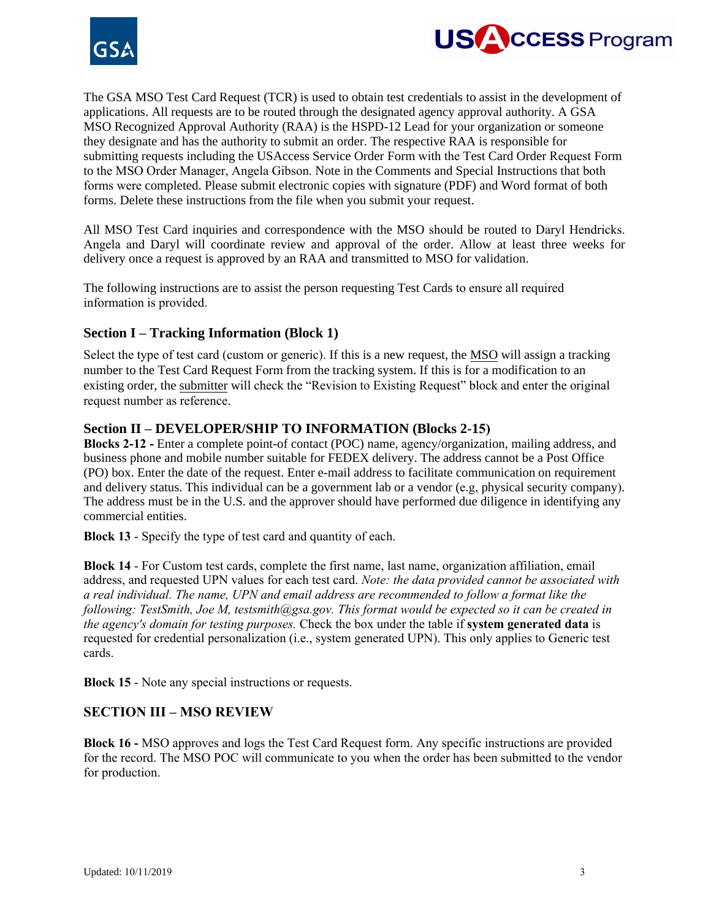The GSA MSO Test Card Request (TCR) is used to obtain test credentials to assist in the development of applications. All requests are to be routed through the designated agency approval authority. A GSA MSO Recognized Approval Authority (RAA) is the HSPD-12 Lead for your organization or someone they designate and has the authority to submit an order. The respective RAA is responsible for submitting requests including the USAccess Service Order Form with the Test Card Order Request Form to the MSO Order Manager, Angela Gibson. Note in the Comments and Special Instructions that both forms were completed. Please submit electronic copies with signature (PDF) and Word format of both forms. Delete these instructions from the file when you submit your request.

All MSO Test Card inquiries and correspondence with the MSO should be routed to Daryl Hendricks. Angela and Daryl will coordinate review and approval of the order. Allow at least three weeks for delivery once a request is approved by an RAA and transmitted to MSO for validation.

The following instructions are to assist the person requesting Test Cards to ensure all required information is provided.

## Section I – Tracking Information (Block 1)

Select the type of test card (custom or generic). If this is a new request, the MSO will assign a tracking number to the Test Card Request Form from the tracking system. If this is for a modification to an existing order, the submitter will check the "Revision to Existing Request" block and enter the original request number as reference.

## Section II – DEVELOPER/SHIP TO INFORMATION (Blocks 2-15)

**Blocks 2-12 -** Enter a complete point-of contact (POC) name, agency/organization, mailing address, and business phone and mobile number suitable for FEDEX delivery. The address cannot be a Post Office (PO) box. Enter the date of the request. Enter e-mail address to facilitate communication on requirement and delivery status. This individual can be a government lab or a vendor (e.g, physical security company). The address must be in the U.S. and the approver should have performed due diligence in identifying any commercial entities.

**Block 13** - Specify the type of test card and quantity of each.

**Block 14** - For Custom test cards, complete the first name, last name, organization affiliation, email address, and requested UPN values for each test card. *Note: the data provided cannot be associated with a real individual. The name, UPN and email address are recommended to follow a format like the following: TestSmith, Joe M, testsmith@gsa.gov. This format would be expected so it can be created in the agency's domain for testing purposes.* Check the box under the table if **system generated data** is requested for credential personalization (i.e., system generated UPN). This only applies to Generic test cards.

**Block 15** - Note any special instructions or requests.

## SECTION III – MSO REVIEW

**Block 16 -** MSO approves and logs the Test Card Request form. Any specific instructions are provided for the record. The MSO POC will communicate to you when the order has been submitted to the vendor for production.

Updated: 10/11/2019